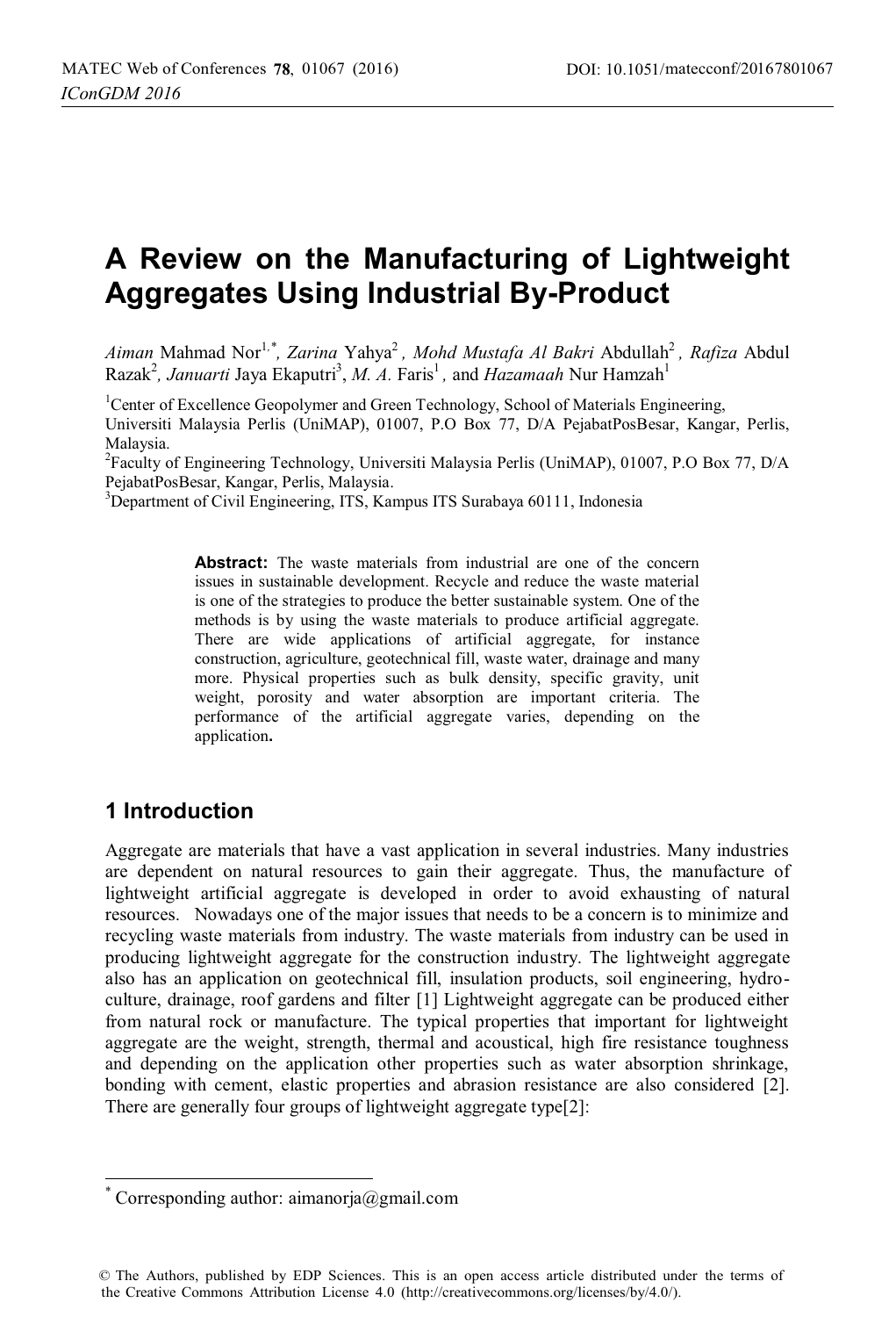# A Review on the Manufacturing of Lightweight Aggregates Using Industrial By-Product

*Aiman* Mahmad Nor[1,*], *Zarina* Yahya[2], *Mohd Mustafa Al Bakri* Abdullah[2], *Rafiza* Abdul Razak[2], *Januarti* Jaya Ekaputri[3], *M. A.* Faris[1], and *Hazamaah* Nur Hamzah[1]

[1]Center of Excellence Geopolymer and Green Technology, School of Materials Engineering, Universiti Malaysia Perlis (UniMAP), 01007, P.O Box 77, D/A PejabatPosBesar, Kangar, Perlis, Malaysia.

[2]Faculty of Engineering Technology, Universiti Malaysia Perlis (UniMAP), 01007, P.O Box 77, D/A PejabatPosBesar, Kangar, Perlis, Malaysia.

[3]Department of Civil Engineering, ITS, Kampus ITS Surabaya 60111, Indonesia

**Abstract:** The waste materials from industrial are one of the concern issues in sustainable development. Recycle and reduce the waste material is one of the strategies to produce the better sustainable system. One of the methods is by using the waste materials to produce artificial aggregate. There are wide applications of artificial aggregate, for instance construction, agriculture, geotechnical fill, waste water, drainage and many more. Physical properties such as bulk density, specific gravity, unit weight, porosity and water absorption are important criteria. The performance of the artificial aggregate varies, depending on the application**.**

## 1 Introduction

Aggregate are materials that have a vast application in several industries. Many industries are dependent on natural resources to gain their aggregate. Thus, the manufacture of lightweight artificial aggregate is developed in order to avoid exhausting of natural resources. Nowadays one of the major issues that needs to be a concern is to minimize and recycling waste materials from industry. The waste materials from industry can be used in producing lightweight aggregate for the construction industry. The lightweight aggregate also has an application on geotechnical fill, insulation products, soil engineering, hydro-culture, drainage, roof gardens and filter [1] Lightweight aggregate can be produced either from natural rock or manufacture. The typical properties that important for lightweight aggregate are the weight, strength, thermal and acoustical, high fire resistance toughness and depending on the application other properties such as water absorption shrinkage, bonding with cement, elastic properties and abrasion resistance are also considered [2]. There are generally four groups of lightweight aggregate type[2]:

* Corresponding author: aimanorja@gmail.com

© The Authors, published by EDP Sciences. This is an open access article distributed under the terms of the Creative Commons Attribution License 4.0 (http://creativecommons.org/licenses/by/4.0/).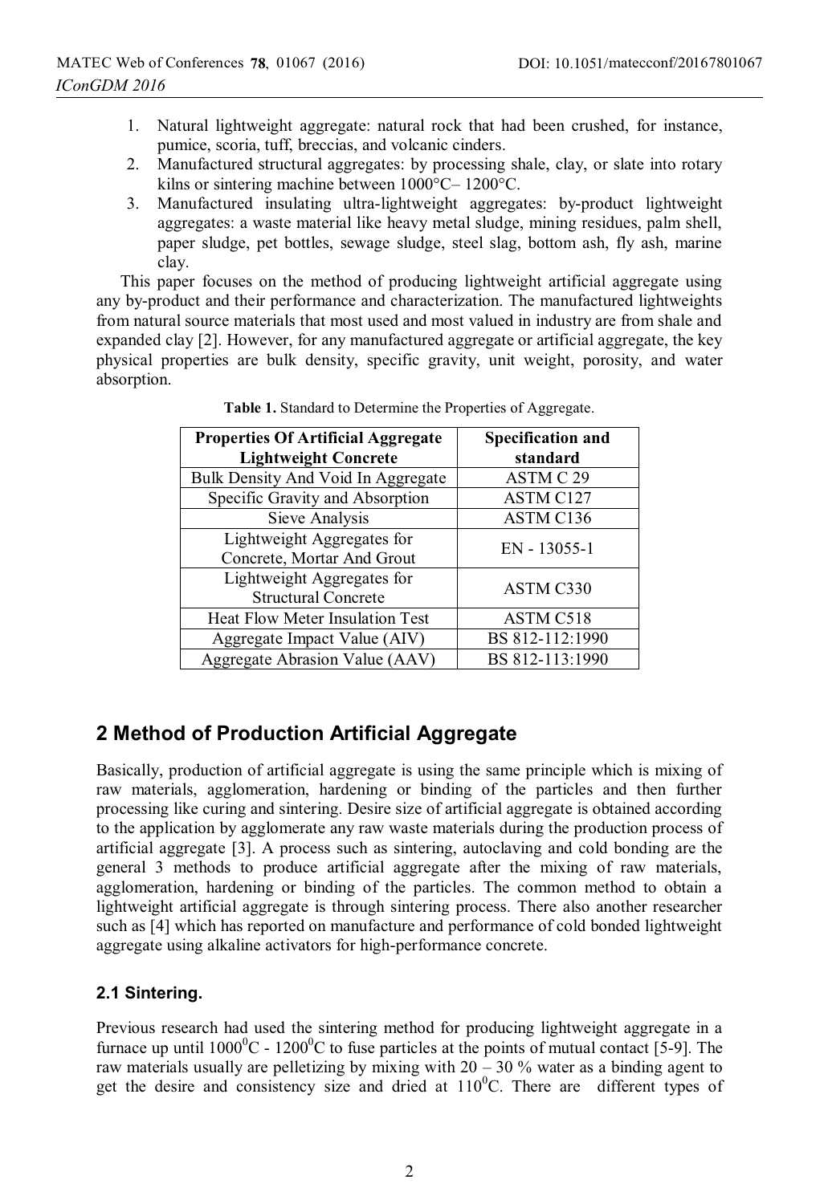1. Natural lightweight aggregate: natural rock that had been crushed, for instance, pumice, scoria, tuff, breccias, and volcanic cinders.
2. Manufactured structural aggregates: by processing shale, clay, or slate into rotary kilns or sintering machine between 1000°C– 1200°C.
3. Manufactured insulating ultra-lightweight aggregates: by-product lightweight aggregates: a waste material like heavy metal sludge, mining residues, palm shell, paper sludge, pet bottles, sewage sludge, steel slag, bottom ash, fly ash, marine clay.

This paper focuses on the method of producing lightweight artificial aggregate using any by-product and their performance and characterization. The manufactured lightweights from natural source materials that most used and most valued in industry are from shale and expanded clay [2]. However, for any manufactured aggregate or artificial aggregate, the key physical properties are bulk density, specific gravity, unit weight, porosity, and water absorption.

**Table 1.** Standard to Determine the Properties of Aggregate.

| Properties Of Artificial Aggregate Lightweight Concrete | Specification and standard |
| --- | --- |
| Bulk Density And Void In Aggregate | ASTM C 29 |
| Specific Gravity and Absorption | ASTM C127 |
| Sieve Analysis | ASTM C136 |
| Lightweight Aggregates for Concrete, Mortar And Grout | EN - 13055-1 |
| Lightweight Aggregates for Structural Concrete | ASTM C330 |
| Heat Flow Meter Insulation Test | ASTM C518 |
| Aggregate Impact Value (AIV) | BS 812-112:1990 |
| Aggregate Abrasion Value (AAV) | BS 812-113:1990 |

## 2 Method of Production Artificial Aggregate

Basically, production of artificial aggregate is using the same principle which is mixing of raw materials, agglomeration, hardening or binding of the particles and then further processing like curing and sintering. Desire size of artificial aggregate is obtained according to the application by agglomerate any raw waste materials during the production process of artificial aggregate [3]. A process such as sintering, autoclaving and cold bonding are the general 3 methods to produce artificial aggregate after the mixing of raw materials, agglomeration, hardening or binding of the particles. The common method to obtain a lightweight artificial aggregate is through sintering process. There also another researcher such as [4] which has reported on manufacture and performance of cold bonded lightweight aggregate using alkaline activators for high-performance concrete.

### 2.1 Sintering.

Previous research had used the sintering method for producing lightweight aggregate in a furnace up until $1000^0$C - $1200^0$C to fuse particles at the points of mutual contact [5-9]. The raw materials usually are pelletizing by mixing with 20 – 30 % water as a binding agent to get the desire and consistency size and dried at $110^0$C. There are different types of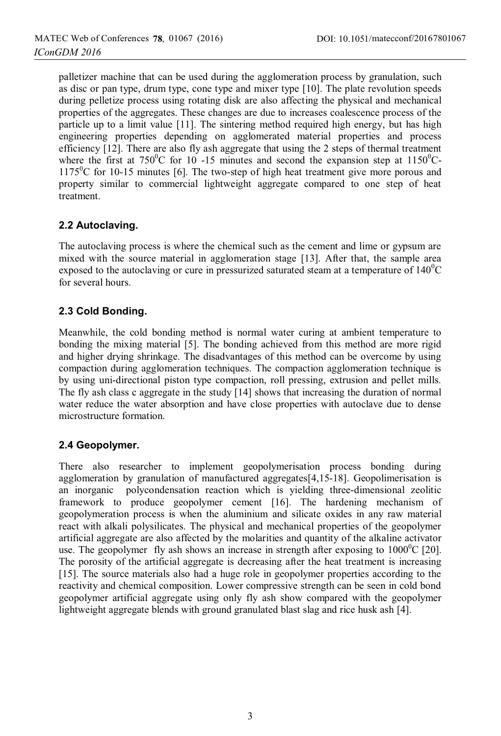palletizer machine that can be used during the agglomeration process by granulation, such as disc or pan type, drum type, cone type and mixer type [10]. The plate revolution speeds during pelletize process using rotating disk are also affecting the physical and mechanical properties of the aggregates. These changes are due to increases coalescence process of the particle up to a limit value [11]. The sintering method required high energy, but has high engineering properties depending on agglomerated material properties and process efficiency [12]. There are also fly ash aggregate that using the 2 steps of thermal treatment where the first at $750^0$C for 10 -15 minutes and second the expansion step at $1150^0$C-$1175^0$C for 10-15 minutes [6]. The two-step of high heat treatment give more porous and property similar to commercial lightweight aggregate compared to one step of heat treatment.

### 2.2 Autoclaving.

The autoclaving process is where the chemical such as the cement and lime or gypsum are mixed with the source material in agglomeration stage [13]. After that, the sample area exposed to the autoclaving or cure in pressurized saturated steam at a temperature of $140^0$C for several hours.

### 2.3 Cold Bonding.

Meanwhile, the cold bonding method is normal water curing at ambient temperature to bonding the mixing material [5]. The bonding achieved from this method are more rigid and higher drying shrinkage. The disadvantages of this method can be overcome by using compaction during agglomeration techniques. The compaction agglomeration technique is by using uni-directional piston type compaction, roll pressing, extrusion and pellet mills. The fly ash class c aggregate in the study [14] shows that increasing the duration of normal water reduce the water absorption and have close properties with autoclave due to dense microstructure formation.

### 2.4 Geopolymer.

There also researcher to implement geopolymerisation process bonding during agglomeration by granulation of manufactured aggregates[4,15-18]. Geopolimerisation is an inorganic polycondensation reaction which is yielding three-dimensional zeolitic framework to produce geopolymer cement [16]. The hardening mechanism of geopolymeration process is when the aluminium and silicate oxides in any raw material react with alkali polysilicates. The physical and mechanical properties of the geopolymer artificial aggregate are also affected by the molarities and quantity of the alkaline activator use. The geopolymer fly ash shows an increase in strength after exposing to $1000^0$C [20]. The porosity of the artificial aggregate is decreasing after the heat treatment is increasing [15]. The source materials also had a huge role in geopolymer properties according to the reactivity and chemical composition. Lower compressive strength can be seen in cold bond geopolymer artificial aggregate using only fly ash show compared with the geopolymer lightweight aggregate blends with ground granulated blast slag and rice husk ash [4].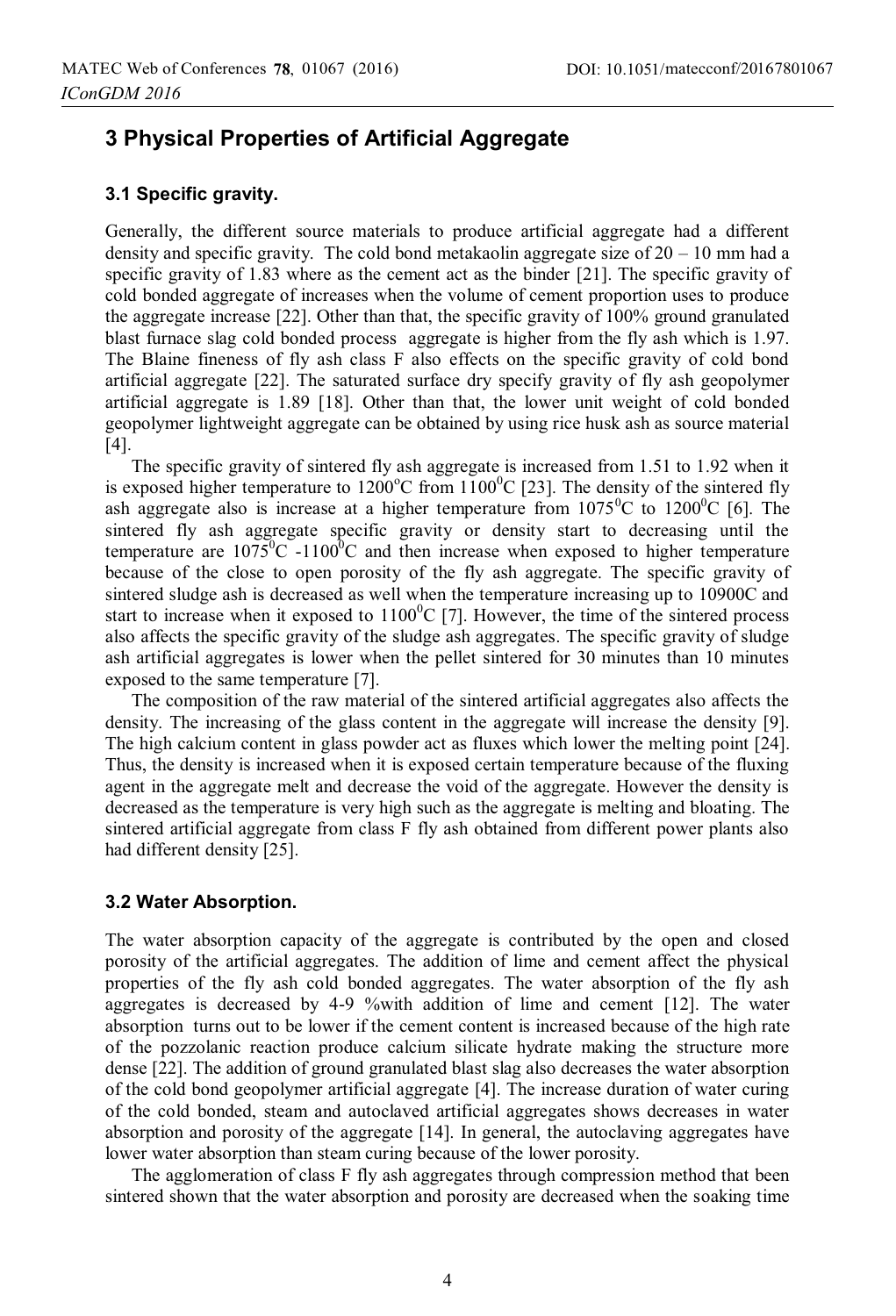## 3 Physical Properties of Artificial Aggregate

### 3.1 Specific gravity.

Generally, the different source materials to produce artificial aggregate had a different density and specific gravity. The cold bond metakaolin aggregate size of 20 – 10 mm had a specific gravity of 1.83 where as the cement act as the binder [21]. The specific gravity of cold bonded aggregate of increases when the volume of cement proportion uses to produce the aggregate increase [22]. Other than that, the specific gravity of 100% ground granulated blast furnace slag cold bonded process aggregate is higher from the fly ash which is 1.97. The Blaine fineness of fly ash class F also effects on the specific gravity of cold bond artificial aggregate [22]. The saturated surface dry specify gravity of fly ash geopolymer artificial aggregate is 1.89 [18]. Other than that, the lower unit weight of cold bonded geopolymer lightweight aggregate can be obtained by using rice husk ash as source material [4].

The specific gravity of sintered fly ash aggregate is increased from 1.51 to 1.92 when it is exposed higher temperature to 1200$^{o}$C from 1100$^{0}$C [23]. The density of the sintered fly ash aggregate also is increase at a higher temperature from 1075$^{0}$C to 1200$^{0}$C [6]. The sintered fly ash aggregate specific gravity or density start to decreasing until the temperature are 1075$^{0}$C -1100$^{0}$C and then increase when exposed to higher temperature because of the close to open porosity of the fly ash aggregate. The specific gravity of sintered sludge ash is decreased as well when the temperature increasing up to 10900C and start to increase when it exposed to 1100$^{0}$C [7]. However, the time of the sintered process also affects the specific gravity of the sludge ash aggregates. The specific gravity of sludge ash artificial aggregates is lower when the pellet sintered for 30 minutes than 10 minutes exposed to the same temperature [7].

The composition of the raw material of the sintered artificial aggregates also affects the density. The increasing of the glass content in the aggregate will increase the density [9]. The high calcium content in glass powder act as fluxes which lower the melting point [24]. Thus, the density is increased when it is exposed certain temperature because of the fluxing agent in the aggregate melt and decrease the void of the aggregate. However the density is decreased as the temperature is very high such as the aggregate is melting and bloating. The sintered artificial aggregate from class F fly ash obtained from different power plants also had different density [25].

### 3.2 Water Absorption.

The water absorption capacity of the aggregate is contributed by the open and closed porosity of the artificial aggregates. The addition of lime and cement affect the physical properties of the fly ash cold bonded aggregates. The water absorption of the fly ash aggregates is decreased by 4-9 %with addition of lime and cement [12]. The water absorption turns out to be lower if the cement content is increased because of the high rate of the pozzolanic reaction produce calcium silicate hydrate making the structure more dense [22]. The addition of ground granulated blast slag also decreases the water absorption of the cold bond geopolymer artificial aggregate [4]. The increase duration of water curing of the cold bonded, steam and autoclaved artificial aggregates shows decreases in water absorption and porosity of the aggregate [14]. In general, the autoclaving aggregates have lower water absorption than steam curing because of the lower porosity.

The agglomeration of class F fly ash aggregates through compression method that been sintered shown that the water absorption and porosity are decreased when the soaking time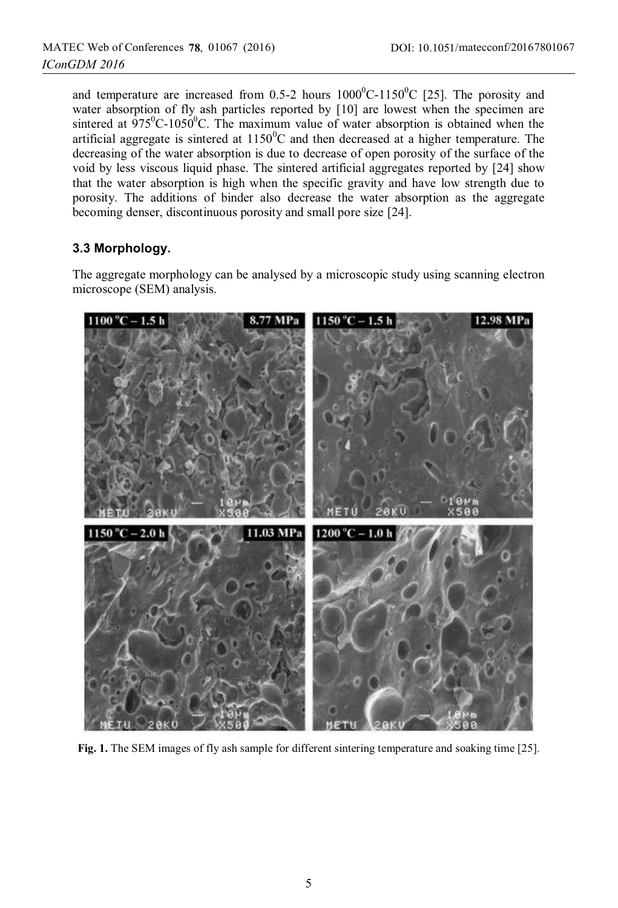and temperature are increased from 0.5-2 hours $1000^0$C-$1150^0$C [25]. The porosity and water absorption of fly ash particles reported by [10] are lowest when the specimen are sintered at $975^0$C-$1050^0$C. The maximum value of water absorption is obtained when the artificial aggregate is sintered at $1150^0$C and then decreased at a higher temperature. The decreasing of the water absorption is due to decrease of open porosity of the surface of the void by less viscous liquid phase. The sintered artificial aggregates reported by [24] show that the water absorption is high when the specific gravity and have low strength due to porosity. The additions of binder also decrease the water absorption as the aggregate becoming denser, discontinuous porosity and small pore size [24].

### 3.3 Morphology.

The aggregate morphology can be analysed by a microscopic study using scanning electron microscope (SEM) analysis.

**Fig. 1.** The SEM images of fly ash sample for different sintering temperature and soaking time [25].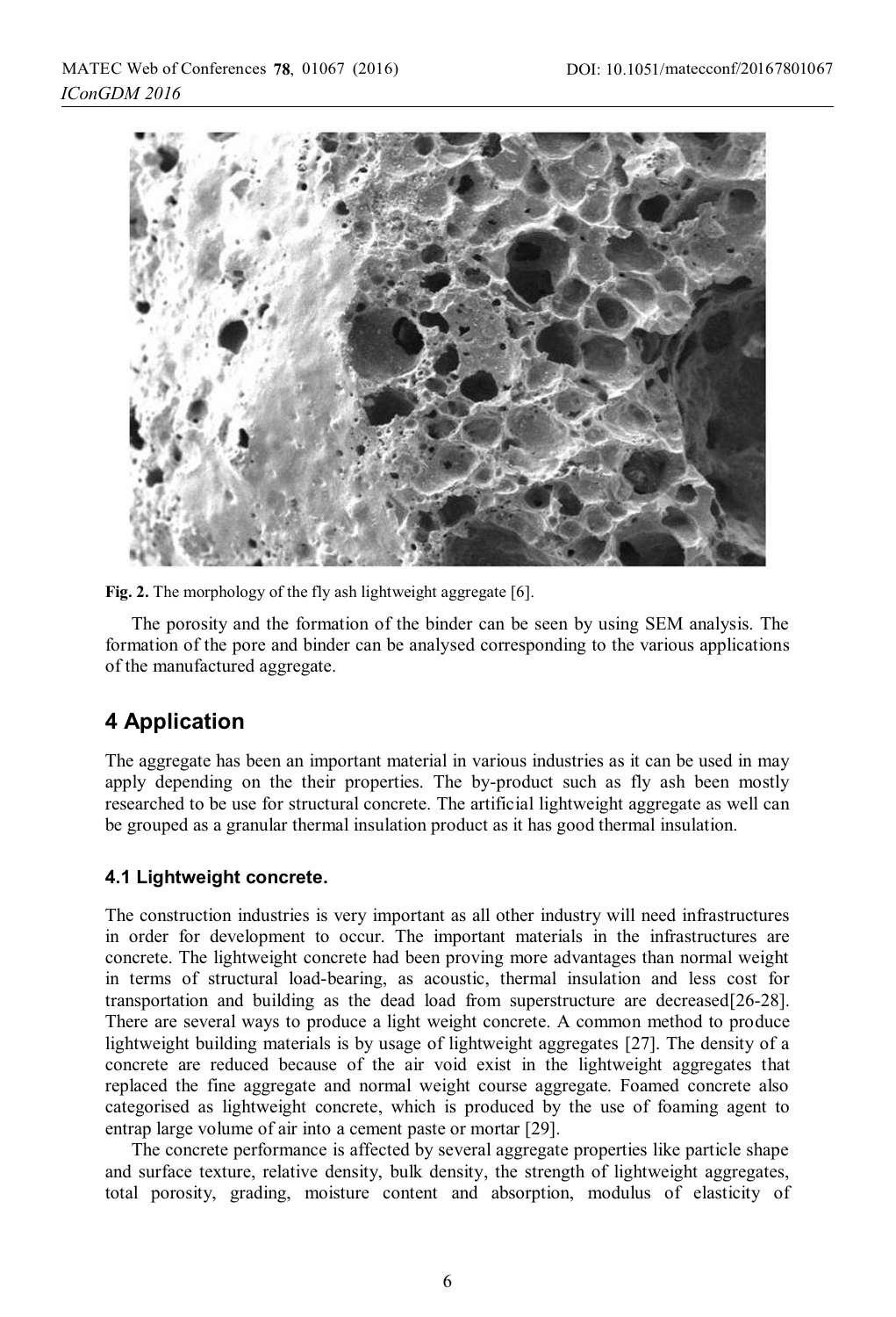Fig. 2. The morphology of the fly ash lightweight aggregate [6].

The porosity and the formation of the binder can be seen by using SEM analysis. The formation of the pore and binder can be analysed corresponding to the various applications of the manufactured aggregate.

## 4 Application

The aggregate has been an important material in various industries as it can be used in may apply depending on the their properties. The by-product such as fly ash been mostly researched to be use for structural concrete. The artificial lightweight aggregate as well can be grouped as a granular thermal insulation product as it has good thermal insulation.

### 4.1 Lightweight concrete.

The construction industries is very important as all other industry will need infrastructures in order for development to occur. The important materials in the infrastructures are concrete. The lightweight concrete had been proving more advantages than normal weight in terms of structural load-bearing, as acoustic, thermal insulation and less cost for transportation and building as the dead load from superstructure are decreased[26-28]. There are several ways to produce a light weight concrete. A common method to produce lightweight building materials is by usage of lightweight aggregates [27]. The density of a concrete are reduced because of the air void exist in the lightweight aggregates that replaced the fine aggregate and normal weight course aggregate. Foamed concrete also categorised as lightweight concrete, which is produced by the use of foaming agent to entrap large volume of air into a cement paste or mortar [29].

The concrete performance is affected by several aggregate properties like particle shape and surface texture, relative density, bulk density, the strength of lightweight aggregates, total porosity, grading, moisture content and absorption, modulus of elasticity of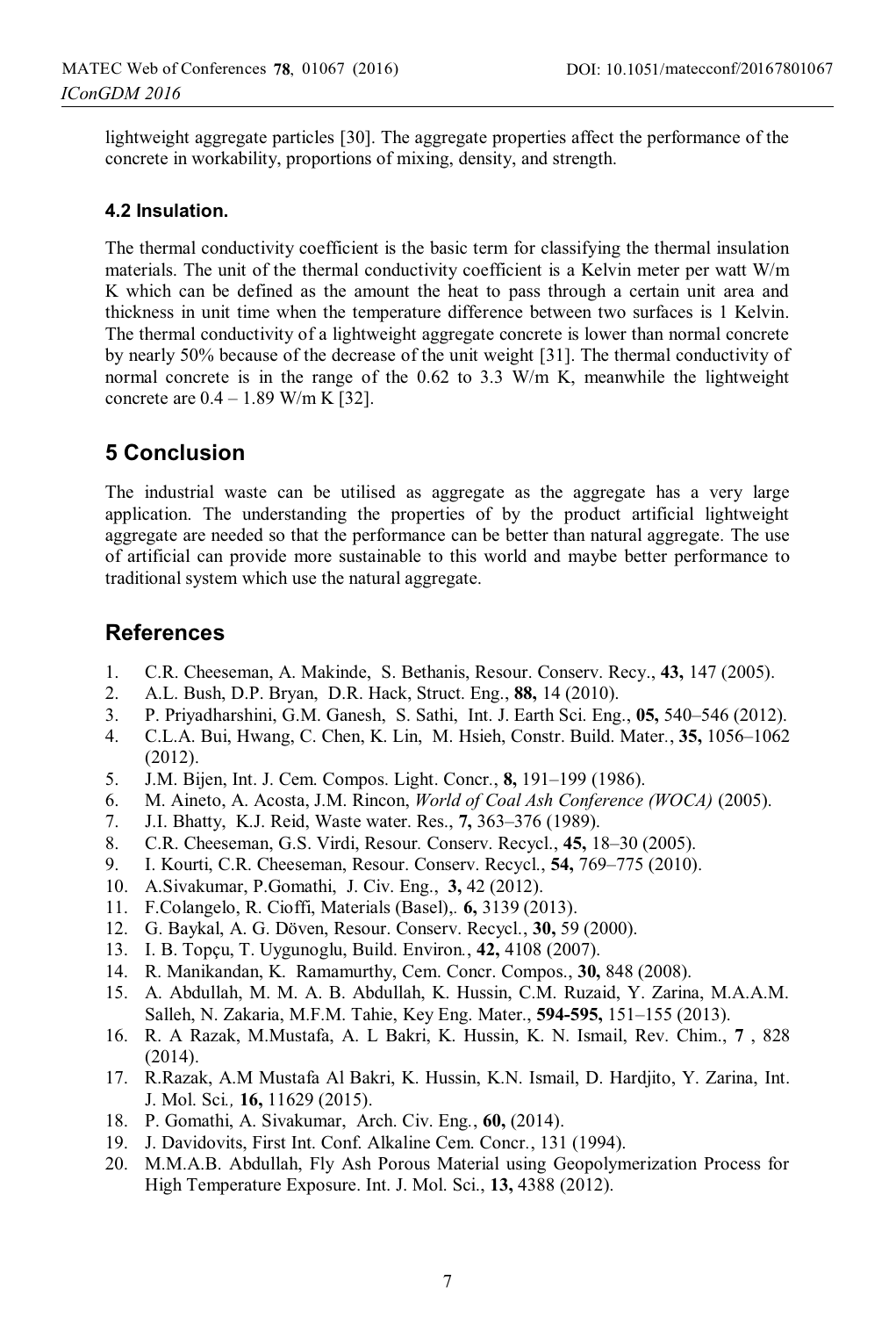lightweight aggregate particles [30]. The aggregate properties affect the performance of the concrete in workability, proportions of mixing, density, and strength.

### 4.2 Insulation.

The thermal conductivity coefficient is the basic term for classifying the thermal insulation materials. The unit of the thermal conductivity coefficient is a Kelvin meter per watt W/m K which can be defined as the amount the heat to pass through a certain unit area and thickness in unit time when the temperature difference between two surfaces is 1 Kelvin. The thermal conductivity of a lightweight aggregate concrete is lower than normal concrete by nearly 50% because of the decrease of the unit weight [31]. The thermal conductivity of normal concrete is in the range of the 0.62 to 3.3 W/m K, meanwhile the lightweight concrete are 0.4 – 1.89 W/m K [32].

## 5 Conclusion

The industrial waste can be utilised as aggregate as the aggregate has a very large application. The understanding the properties of by the product artificial lightweight aggregate are needed so that the performance can be better than natural aggregate. The use of artificial can provide more sustainable to this world and maybe better performance to traditional system which use the natural aggregate.

## References

1. C.R. Cheeseman, A. Makinde, S. Bethanis, Resour. Conserv. Recy., **43,** 147 (2005).
2. A.L. Bush, D.P. Bryan, D.R. Hack, Struct. Eng., **88,** 14 (2010).
3. P. Priyadharshini, G.M. Ganesh, S. Sathi, Int. J. Earth Sci. Eng., **05,** 540–546 (2012).
4. C.L.A. Bui, Hwang, C. Chen, K. Lin, M. Hsieh, Constr. Build. Mater., **35,** 1056–1062 (2012).
5. J.M. Bijen, Int. J. Cem. Compos. Light. Concr., **8,** 191–199 (1986).
6. M. Aineto, A. Acosta, J.M. Rincon, *World of Coal Ash Conference (WOCA)* (2005).
7. J.I. Bhatty, K.J. Reid, Waste water. Res., **7,** 363–376 (1989).
8. C.R. Cheeseman, G.S. Virdi, Resour. Conserv. Recycl., **45,** 18–30 (2005).
9. I. Kourti, C.R. Cheeseman, Resour. Conserv. Recycl., **54,** 769–775 (2010).
10. A.Sivakumar, P.Gomathi, J. Civ. Eng., **3,** 42 (2012).
11. F.Colangelo, R. Cioffi, Materials (Basel),. **6,** 3139 (2013).
12. G. Baykal, A. G. Döven, Resour. Conserv. Recycl., **30,** 59 (2000).
13. I. B. Topçu, T. Uygunoglu, Build. Environ., **42,** 4108 (2007).
14. R. Manikandan, K. Ramamurthy, Cem. Concr. Compos., **30,** 848 (2008).
15. A. Abdullah, M. M. A. B. Abdullah, K. Hussin, C.M. Ruzaid, Y. Zarina, M.A.A.M. Salleh, N. Zakaria, M.F.M. Tahie, Key Eng. Mater., **594-595,** 151–155 (2013).
16. R. A Razak, M.Mustafa, A. L Bakri, K. Hussin, K. N. Ismail, Rev. Chim., **7** , 828 (2014).
17. R.Razak, A.M Mustafa Al Bakri, K. Hussin, K.N. Ismail, D. Hardjito, Y. Zarina, Int. J. Mol. Sci*.,* **16,** 11629 (2015).
18. P. Gomathi, A. Sivakumar, Arch. Civ. Eng., **60,** (2014).
19. J. Davidovits, First Int. Conf. Alkaline Cem. Concr., 131 (1994).
20. M.M.A.B. Abdullah, Fly Ash Porous Material using Geopolymerization Process for High Temperature Exposure. Int. J. Mol. Sci., **13,** 4388 (2012).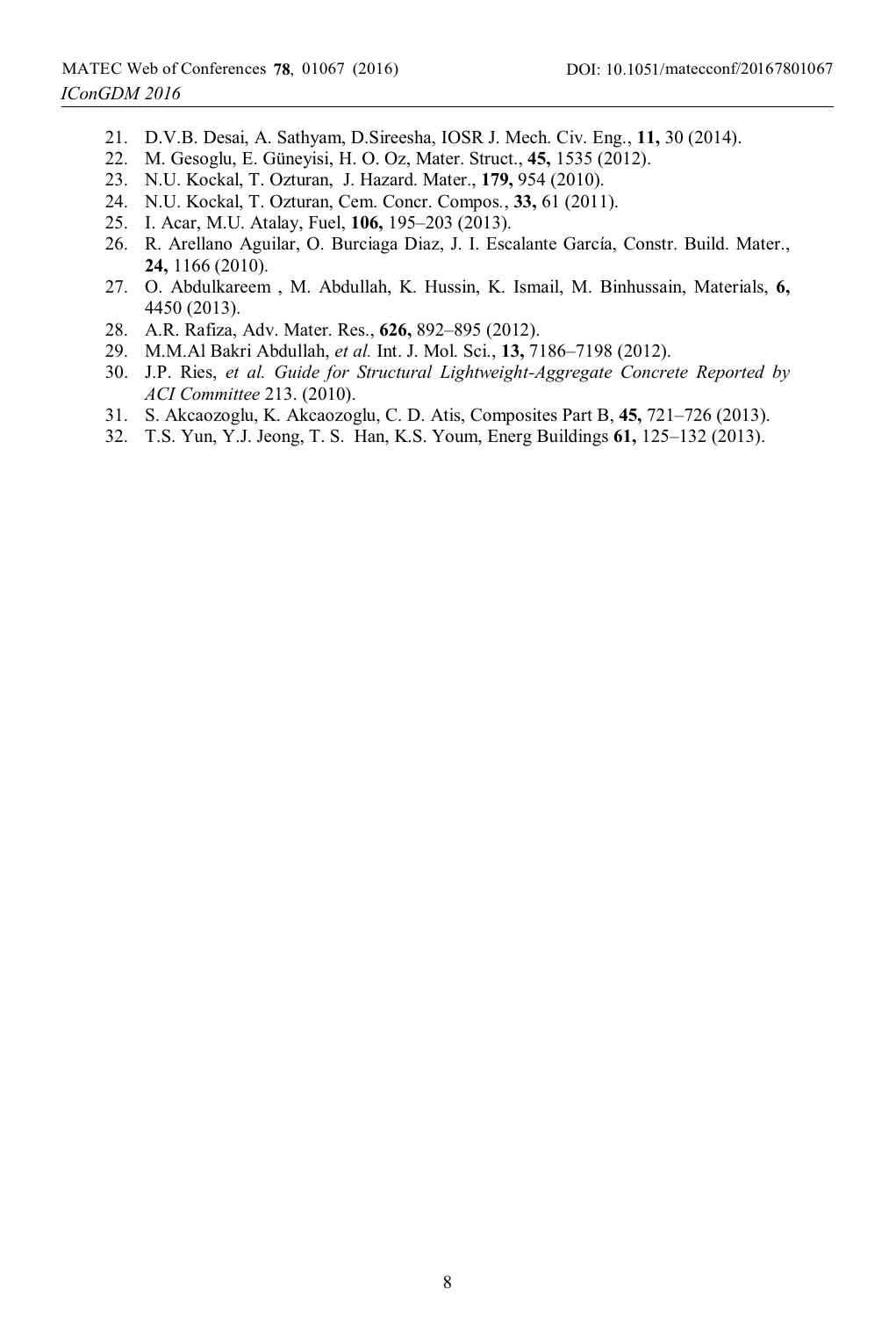21. D.V.B. Desai, A. Sathyam, D.Sireesha, IOSR J. Mech. Civ. Eng., **11,** 30 (2014).
22. M. Gesoglu, E. Güneyisi, H. O. Oz, Mater. Struct., **45,** 1535 (2012).
23. N.U. Kockal, T. Ozturan, J. Hazard. Mater., **179,** 954 (2010).
24. N.U. Kockal, T. Ozturan, Cem. Concr. Compos., **33,** 61 (2011).
25. I. Acar, M.U. Atalay, Fuel, **106,** 195–203 (2013).
26. R. Arellano Aguilar, O. Burciaga Diaz, J. I. Escalante García, Constr. Build. Mater., **24,** 1166 (2010).
27. O. Abdulkareem , M. Abdullah, K. Hussin, K. Ismail, M. Binhussain, Materials, **6,** 4450 (2013).
28. A.R. Rafiza, Adv. Mater. Res., **626,** 892–895 (2012).
29. M.M.Al Bakri Abdullah, *et al.* Int. J. Mol. Sci., **13,** 7186–7198 (2012).
30. J.P. Ries, *et al. Guide for Structural Lightweight-Aggregate Concrete Reported by ACI Committee* 213. (2010).
31. S. Akcaozoglu, K. Akcaozoglu, C. D. Atis, Composites Part B, **45,** 721–726 (2013).
32. T.S. Yun, Y.J. Jeong, T. S. Han, K.S. Youm, Energ Buildings **61,** 125–132 (2013).